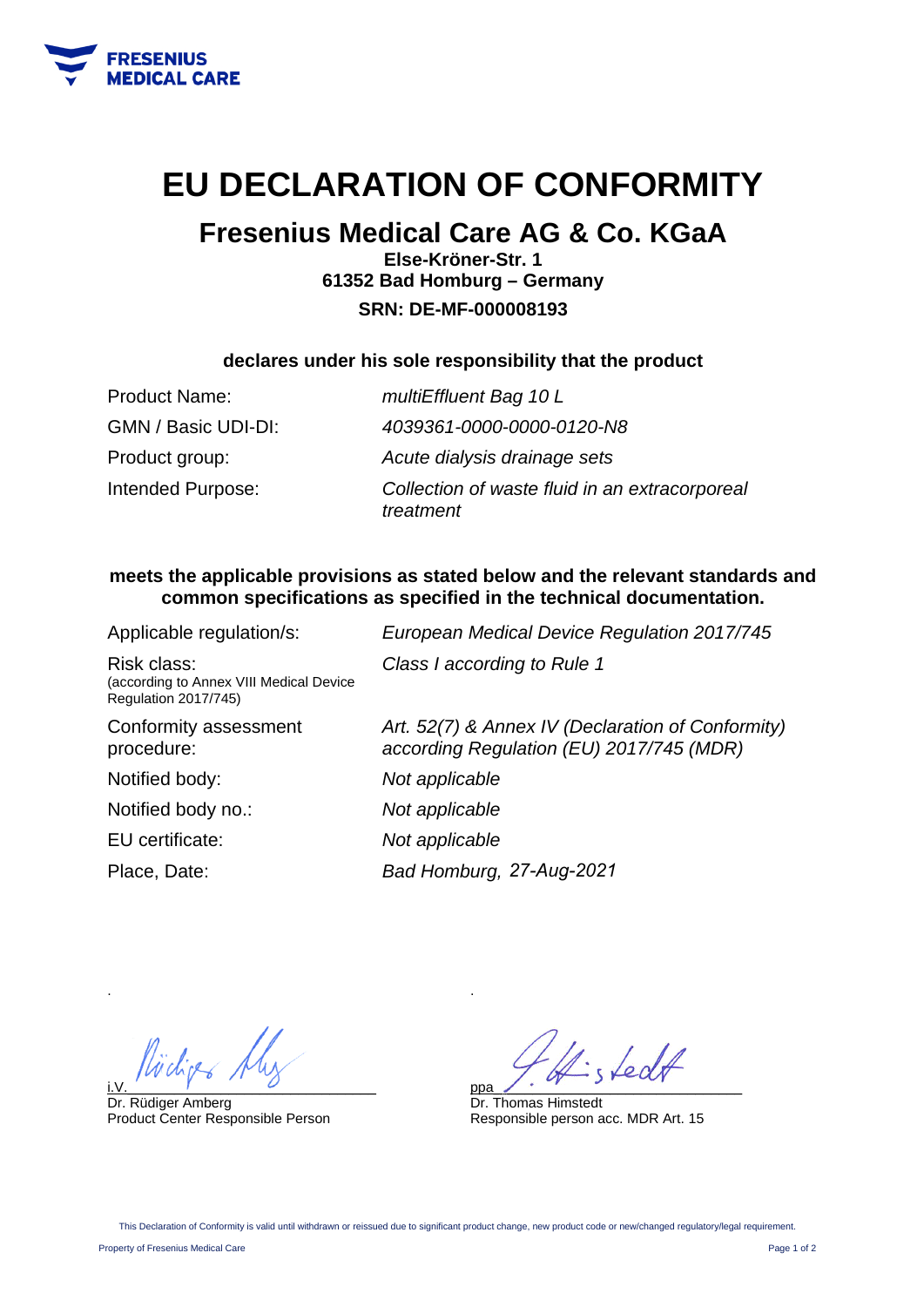# EU DECLARATION OF CONFORMITY

## Fresenius Medical Care AG & Co. KGaA

**Else-Kröner-Str. 1**
**61352 Bad Homburg – Germany**
**SRN: DE-MF-000008193**

**declares under his sole responsibility that the product**

| | |
|---|---|
| Product Name: | *multiEffluent Bag 10 L* |
| GMN / Basic UDI-DI: | *4039361-0000-0000-0120-N8* |
| Product group: | *Acute dialysis drainage sets* |
| Intended Purpose: | *Collection of waste fluid in an extracorporeal treatment* |

**meets the applicable provisions as stated below and the relevant standards and common specifications as specified in the technical documentation.**

| | |
|---|---|
| Applicable regulation/s: | *European Medical Device Regulation 2017/745* |
| Risk class: (according to Annex VIII Medical Device Regulation 2017/745) | *Class I according to Rule 1* |
| Conformity assessment procedure: | *Art. 52(7) & Annex IV (Declaration of Conformity) according Regulation (EU) 2017/745 (MDR)* |
| Notified body: | *Not applicable* |
| Notified body no.: | *Not applicable* |
| EU certificate: | *Not applicable* |
| Place, Date: | *Bad Homburg, 27-Aug-2021* |

i.V.
Dr. Rüdiger Amberg
Product Center Responsible Person

ppa
Dr. Thomas Himstedt
Responsible person acc. MDR Art. 15

This Declaration of Conformity is valid until withdrawn or reissued due to significant product change, new product code or new/changed regulatory/legal requirement.

Property of Fresenius Medical Care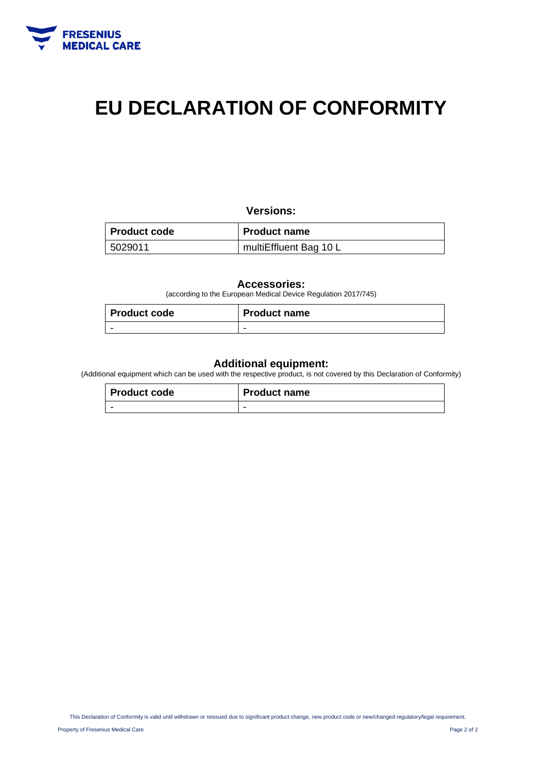# EU DECLARATION OF CONFORMITY

## Versions:

| Product code | Product name |
| --- | --- |
| 5029011 | multiEffluent Bag 10 L |

## Accessories:

(according to the European Medical Device Regulation 2017/745)

| Product code | Product name |
| --- | --- |
| - | - |

## Additional equipment:

(Additional equipment which can be used with the respective product, is not covered by this Declaration of Conformity)

| Product code | Product name |
| --- | --- |
| - | - |

This Declaration of Conformity is valid until withdrawn or reissued due to significant product change, new product code or new/changed regulatory/legal requirement.

Property of Fresenius Medical Care